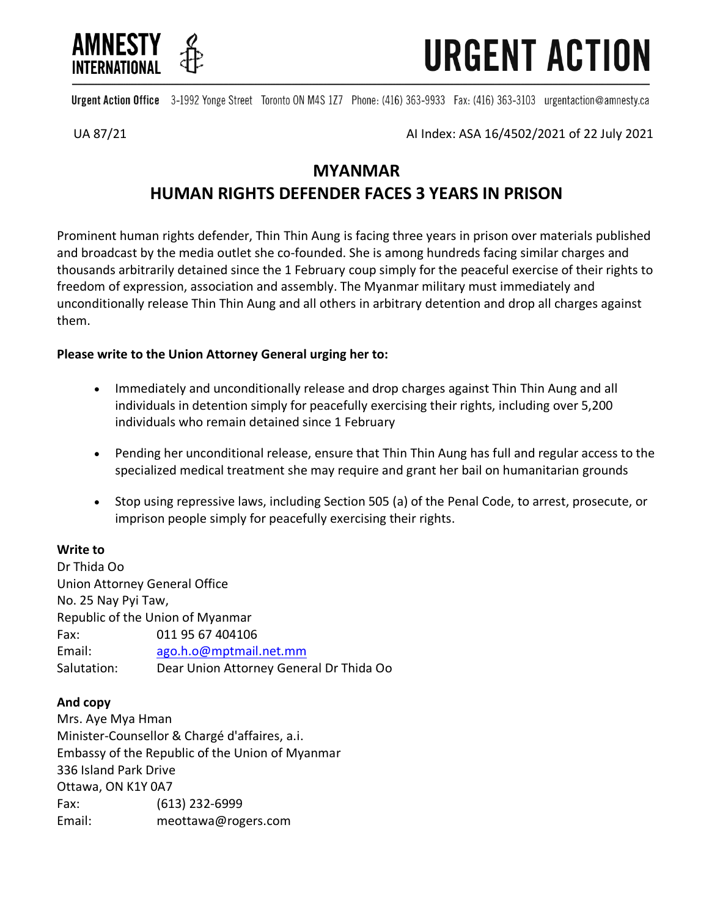AMNESTY INTERNATIONAL

# URGENT ACTION

**Urgent Action Office** 3-1992 Yonge Street Toronto ON M4S 1Z7 Phone: (416) 363-9933 Fax: (416) 363-3103 urgentaction@amnesty.ca

UA 87/21 AI Index: ASA 16/4502/2021 of 22 July 2021

## MYANMAR
## HUMAN RIGHTS DEFENDER FACES 3 YEARS IN PRISON

Prominent human rights defender, Thin Thin Aung is facing three years in prison over materials published and broadcast by the media outlet she co-founded. She is among hundreds facing similar charges and thousands arbitrarily detained since the 1 February coup simply for the peaceful exercise of their rights to freedom of expression, association and assembly. The Myanmar military must immediately and unconditionally release Thin Thin Aung and all others in arbitrary detention and drop all charges against them.

**Please write to the Union Attorney General urging her to:**

- Immediately and unconditionally release and drop charges against Thin Thin Aung and all individuals in detention simply for peacefully exercising their rights, including over 5,200 individuals who remain detained since 1 February
- Pending her unconditional release, ensure that Thin Thin Aung has full and regular access to the specialized medical treatment she may require and grant her bail on humanitarian grounds
- Stop using repressive laws, including Section 505 (a) of the Penal Code, to arrest, prosecute, or imprison people simply for peacefully exercising their rights.

**Write to**
Dr Thida Oo
Union Attorney General Office
No. 25 Nay Pyi Taw,
Republic of the Union of Myanmar
Fax: 011 95 67 404106
Email: ago.h.o@mptmail.net.mm
Salutation: Dear Union Attorney General Dr Thida Oo

**And copy**
Mrs. Aye Mya Hman
Minister-Counsellor & Chargé d'affaires, a.i.
Embassy of the Republic of the Union of Myanmar
336 Island Park Drive
Ottawa, ON K1Y 0A7
Fax: (613) 232-6999
Email: meottawa@rogers.com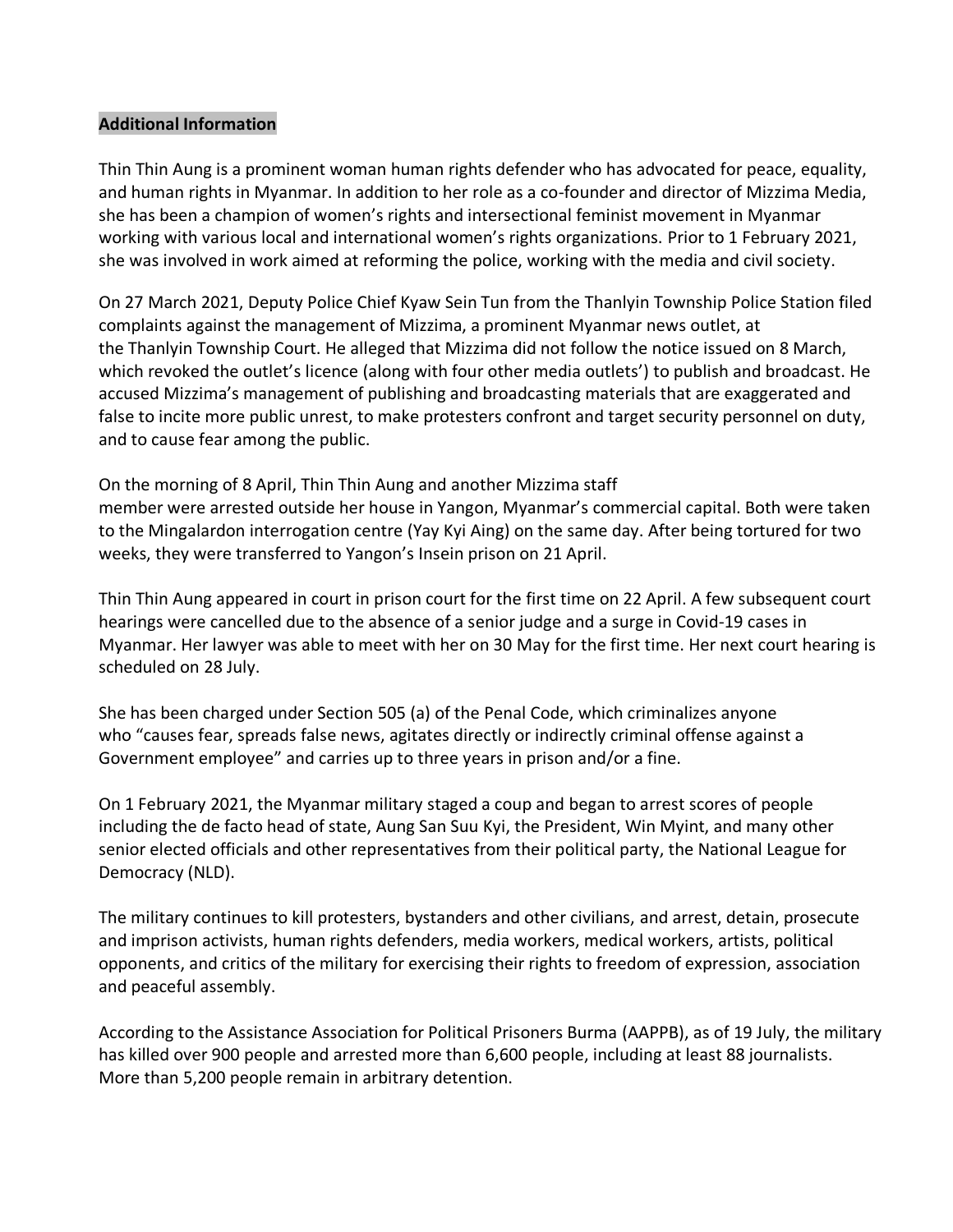**Additional Information**

Thin Thin Aung is a prominent woman human rights defender who has advocated for peace, equality, and human rights in Myanmar. In addition to her role as a co-founder and director of Mizzima Media, she has been a champion of women's rights and intersectional feminist movement in Myanmar working with various local and international women's rights organizations. Prior to 1 February 2021, she was involved in work aimed at reforming the police, working with the media and civil society.

On 27 March 2021, Deputy Police Chief Kyaw Sein Tun from the Thanlyin Township Police Station filed complaints against the management of Mizzima, a prominent Myanmar news outlet, at the Thanlyin Township Court. He alleged that Mizzima did not follow the notice issued on 8 March, which revoked the outlet's licence (along with four other media outlets') to publish and broadcast. He accused Mizzima's management of publishing and broadcasting materials that are exaggerated and false to incite more public unrest, to make protesters confront and target security personnel on duty, and to cause fear among the public.

On the morning of 8 April, Thin Thin Aung and another Mizzima staff member were arrested outside her house in Yangon, Myanmar's commercial capital. Both were taken to the Mingalardon interrogation centre (Yay Kyi Aing) on the same day. After being tortured for two weeks, they were transferred to Yangon's Insein prison on 21 April.

Thin Thin Aung appeared in court in prison court for the first time on 22 April. A few subsequent court hearings were cancelled due to the absence of a senior judge and a surge in Covid-19 cases in Myanmar. Her lawyer was able to meet with her on 30 May for the first time. Her next court hearing is scheduled on 28 July.

She has been charged under Section 505 (a) of the Penal Code, which criminalizes anyone who "causes fear, spreads false news, agitates directly or indirectly criminal offense against a Government employee" and carries up to three years in prison and/or a fine.

On 1 February 2021, the Myanmar military staged a coup and began to arrest scores of people including the de facto head of state, Aung San Suu Kyi, the President, Win Myint, and many other senior elected officials and other representatives from their political party, the National League for Democracy (NLD).

The military continues to kill protesters, bystanders and other civilians, and arrest, detain, prosecute and imprison activists, human rights defenders, media workers, medical workers, artists, political opponents, and critics of the military for exercising their rights to freedom of expression, association and peaceful assembly.

According to the Assistance Association for Political Prisoners Burma (AAPPB), as of 19 July, the military has killed over 900 people and arrested more than 6,600 people, including at least 88 journalists. More than 5,200 people remain in arbitrary detention.